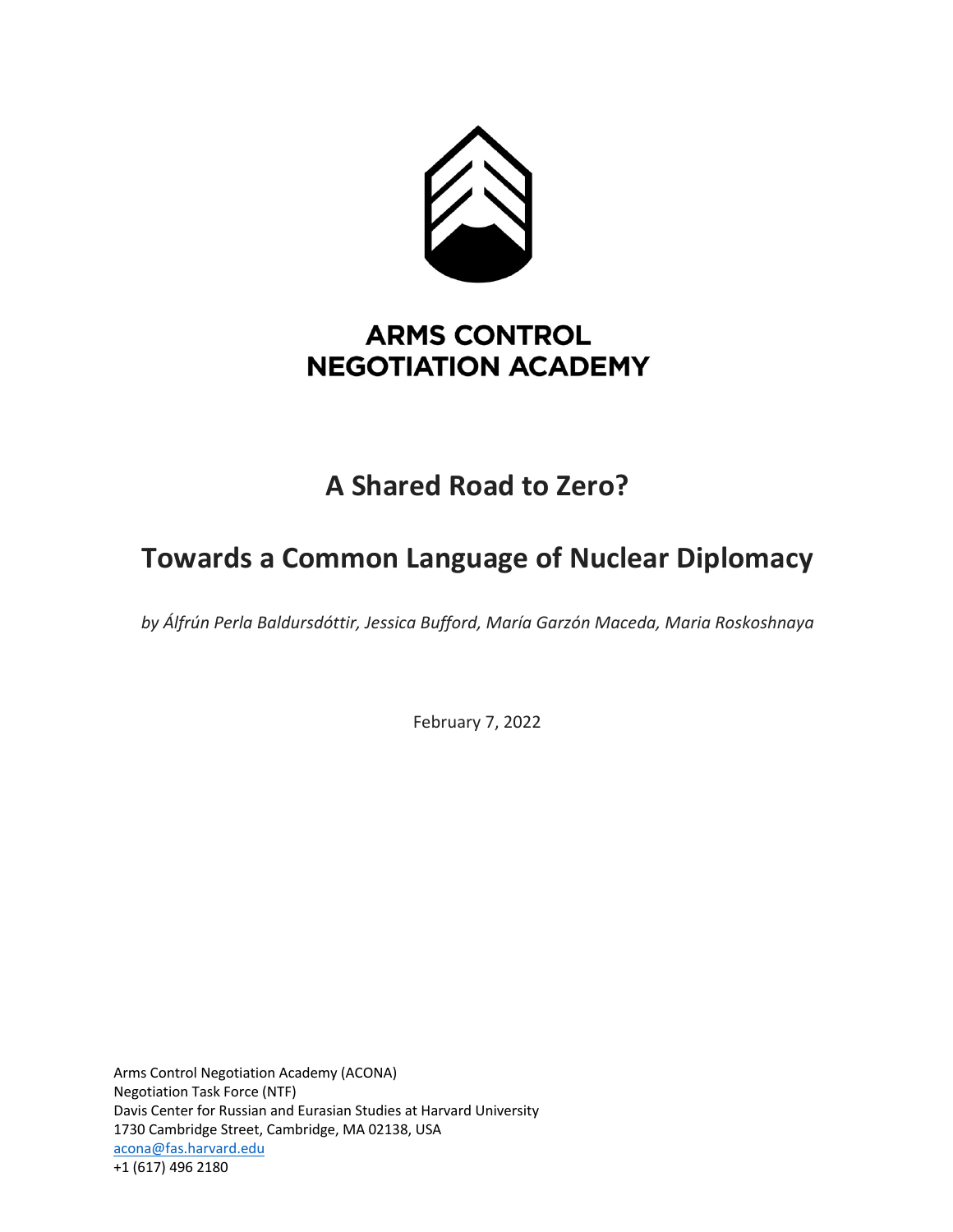**ARMS CONTROL NEGOTIATION ACADEMY**

# A Shared Road to Zero?

## Towards a Common Language of Nuclear Diplomacy

*by Álfrún Perla Baldursdóttir, Jessica Bufford, María Garzón Maceda, Maria Roskoshnaya*

February 7, 2022

Arms Control Negotiation Academy (ACONA)
Negotiation Task Force (NTF)
Davis Center for Russian and Eurasian Studies at Harvard University
1730 Cambridge Street, Cambridge, MA 02138, USA
acona@fas.harvard.edu
+1 (617) 496 2180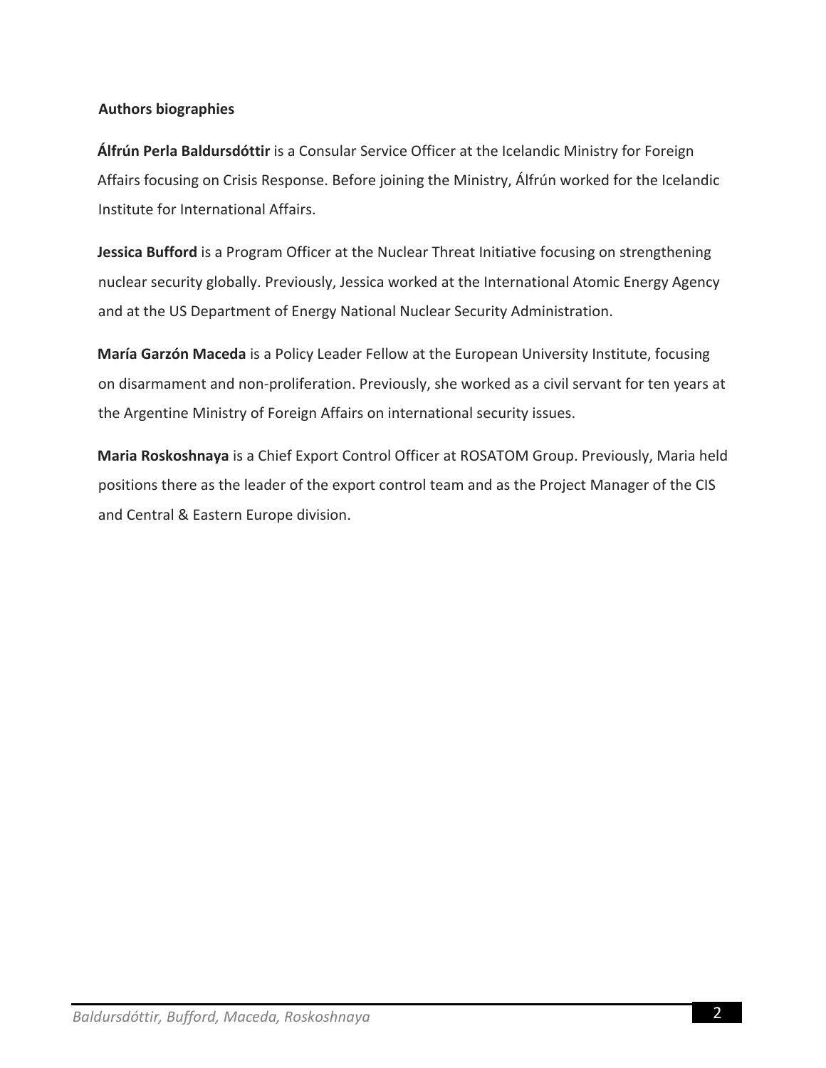**Authors biographies**

**Álfrún Perla Baldursdóttir** is a Consular Service Officer at the Icelandic Ministry for Foreign Affairs focusing on Crisis Response. Before joining the Ministry, Álfrún worked for the Icelandic Institute for International Affairs.

**Jessica Bufford** is a Program Officer at the Nuclear Threat Initiative focusing on strengthening nuclear security globally. Previously, Jessica worked at the International Atomic Energy Agency and at the US Department of Energy National Nuclear Security Administration.

**María Garzón Maceda** is a Policy Leader Fellow at the European University Institute, focusing on disarmament and non-proliferation. Previously, she worked as a civil servant for ten years at the Argentine Ministry of Foreign Affairs on international security issues.

**Maria Roskoshnaya** is a Chief Export Control Officer at ROSATOM Group. Previously, Maria held positions there as the leader of the export control team and as the Project Manager of the CIS and Central & Eastern Europe division.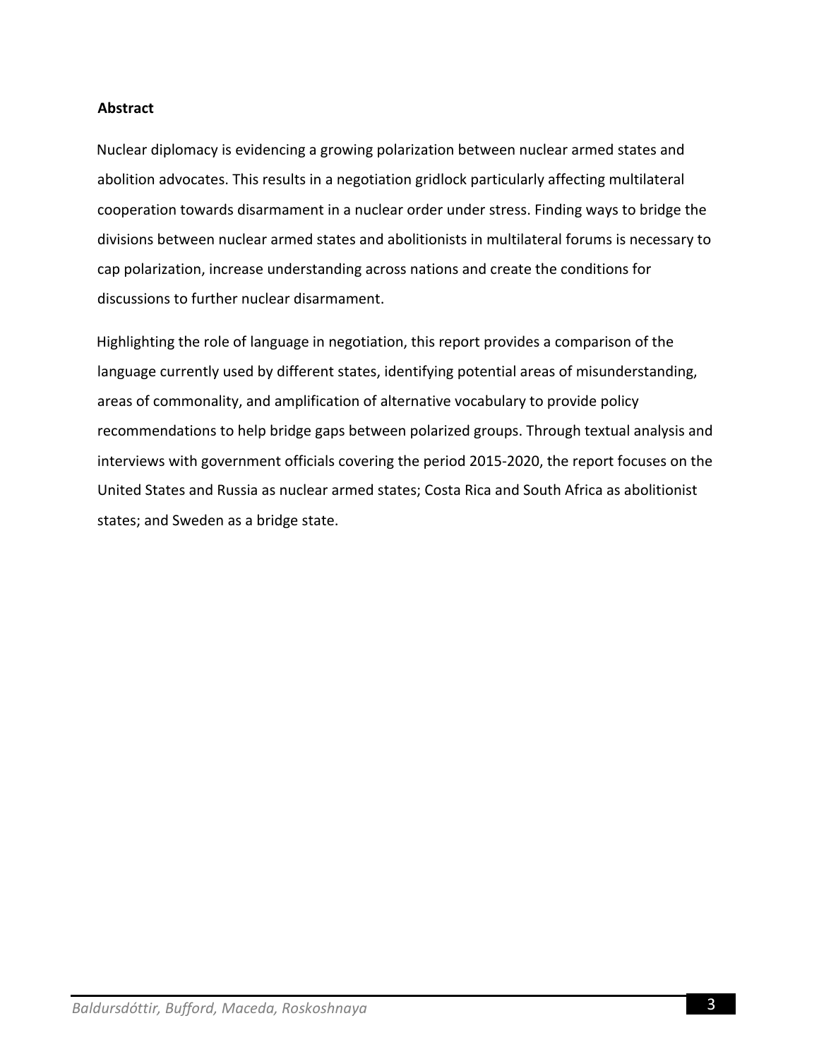**Abstract**

Nuclear diplomacy is evidencing a growing polarization between nuclear armed states and abolition advocates. This results in a negotiation gridlock particularly affecting multilateral cooperation towards disarmament in a nuclear order under stress. Finding ways to bridge the divisions between nuclear armed states and abolitionists in multilateral forums is necessary to cap polarization, increase understanding across nations and create the conditions for discussions to further nuclear disarmament.

Highlighting the role of language in negotiation, this report provides a comparison of the language currently used by different states, identifying potential areas of misunderstanding, areas of commonality, and amplification of alternative vocabulary to provide policy recommendations to help bridge gaps between polarized groups. Through textual analysis and interviews with government officials covering the period 2015-2020, the report focuses on the United States and Russia as nuclear armed states; Costa Rica and South Africa as abolitionist states; and Sweden as a bridge state.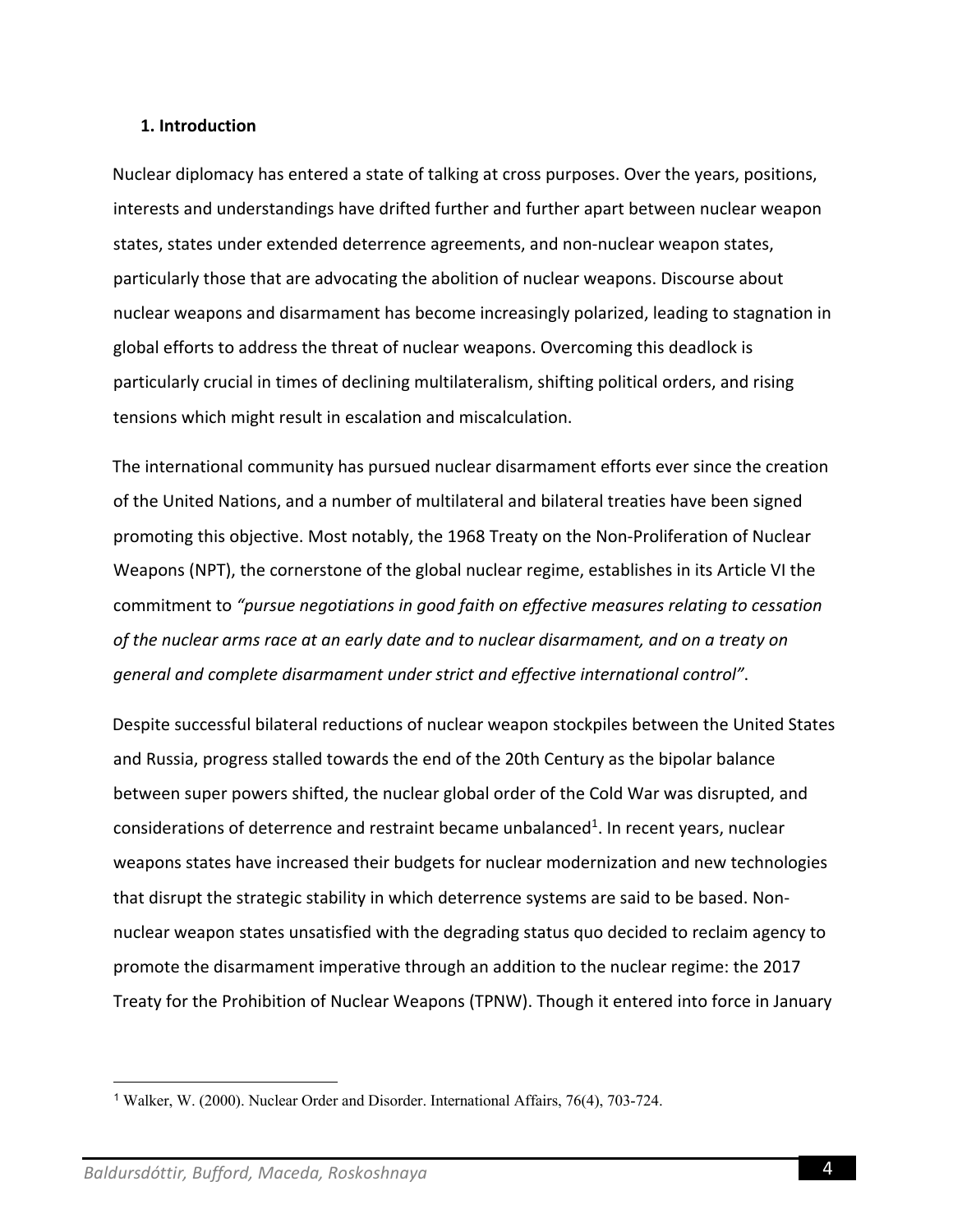## 1. Introduction

Nuclear diplomacy has entered a state of talking at cross purposes. Over the years, positions, interests and understandings have drifted further and further apart between nuclear weapon states, states under extended deterrence agreements, and non-nuclear weapon states, particularly those that are advocating the abolition of nuclear weapons. Discourse about nuclear weapons and disarmament has become increasingly polarized, leading to stagnation in global efforts to address the threat of nuclear weapons. Overcoming this deadlock is particularly crucial in times of declining multilateralism, shifting political orders, and rising tensions which might result in escalation and miscalculation.

The international community has pursued nuclear disarmament efforts ever since the creation of the United Nations, and a number of multilateral and bilateral treaties have been signed promoting this objective. Most notably, the 1968 Treaty on the Non-Proliferation of Nuclear Weapons (NPT), the cornerstone of the global nuclear regime, establishes in its Article VI the commitment to *"pursue negotiations in good faith on effective measures relating to cessation of the nuclear arms race at an early date and to nuclear disarmament, and on a treaty on general and complete disarmament under strict and effective international control"*.

Despite successful bilateral reductions of nuclear weapon stockpiles between the United States and Russia, progress stalled towards the end of the 20th Century as the bipolar balance between super powers shifted, the nuclear global order of the Cold War was disrupted, and considerations of deterrence and restraint became unbalanced[1]. In recent years, nuclear weapons states have increased their budgets for nuclear modernization and new technologies that disrupt the strategic stability in which deterrence systems are said to be based. Non-nuclear weapon states unsatisfied with the degrading status quo decided to reclaim agency to promote the disarmament imperative through an addition to the nuclear regime: the 2017 Treaty for the Prohibition of Nuclear Weapons (TPNW). Though it entered into force in January

---

[1] Walker, W. (2000). Nuclear Order and Disorder. International Affairs, 76(4), 703-724.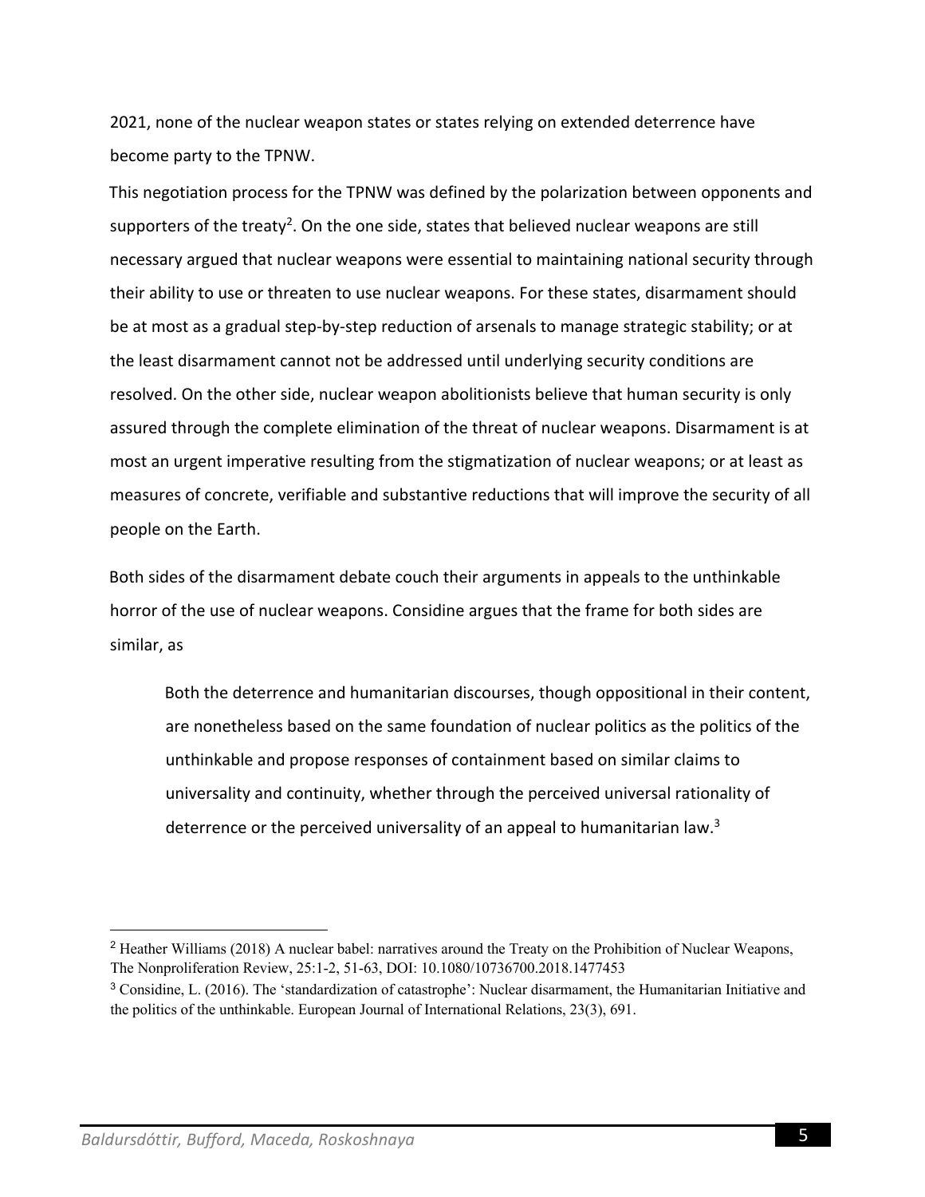2021, none of the nuclear weapon states or states relying on extended deterrence have become party to the TPNW.

This negotiation process for the TPNW was defined by the polarization between opponents and supporters of the treaty[2]. On the one side, states that believed nuclear weapons are still necessary argued that nuclear weapons were essential to maintaining national security through their ability to use or threaten to use nuclear weapons. For these states, disarmament should be at most as a gradual step-by-step reduction of arsenals to manage strategic stability; or at the least disarmament cannot not be addressed until underlying security conditions are resolved. On the other side, nuclear weapon abolitionists believe that human security is only assured through the complete elimination of the threat of nuclear weapons. Disarmament is at most an urgent imperative resulting from the stigmatization of nuclear weapons; or at least as measures of concrete, verifiable and substantive reductions that will improve the security of all people on the Earth.

Both sides of the disarmament debate couch their arguments in appeals to the unthinkable horror of the use of nuclear weapons. Considine argues that the frame for both sides are similar, as

> Both the deterrence and humanitarian discourses, though oppositional in their content, are nonetheless based on the same foundation of nuclear politics as the politics of the unthinkable and propose responses of containment based on similar claims to universality and continuity, whether through the perceived universal rationality of deterrence or the perceived universality of an appeal to humanitarian law.[3]

---

[2] Heather Williams (2018) A nuclear babel: narratives around the Treaty on the Prohibition of Nuclear Weapons, The Nonproliferation Review, 25:1-2, 51-63, DOI: 10.1080/10736700.2018.1477453

[3] Considine, L. (2016). The 'standardization of catastrophe': Nuclear disarmament, the Humanitarian Initiative and the politics of the unthinkable. European Journal of International Relations, 23(3), 691.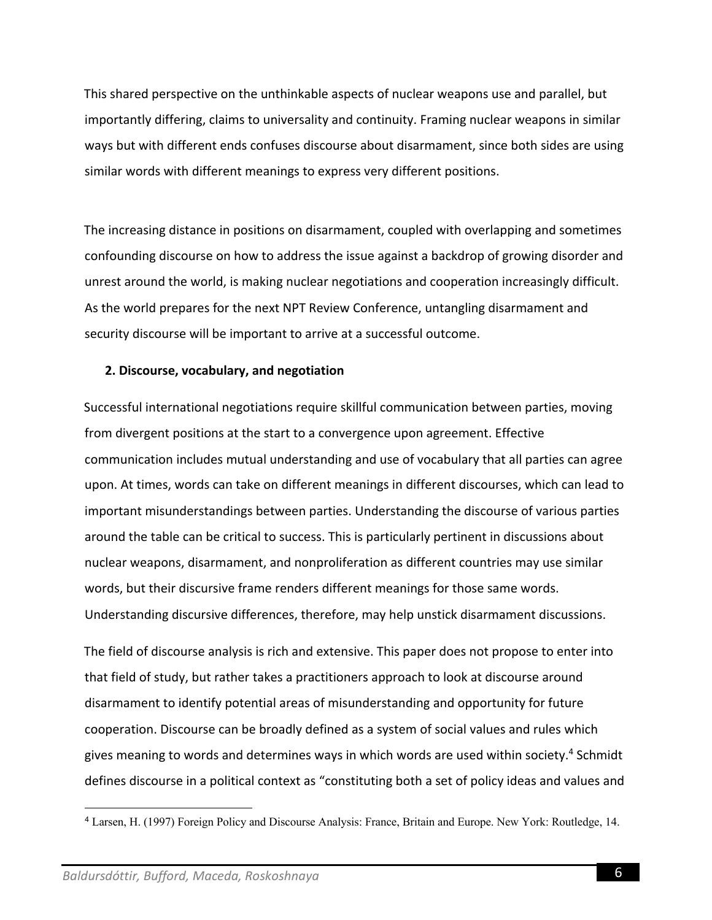This shared perspective on the unthinkable aspects of nuclear weapons use and parallel, but importantly differing, claims to universality and continuity. Framing nuclear weapons in similar ways but with different ends confuses discourse about disarmament, since both sides are using similar words with different meanings to express very different positions.

The increasing distance in positions on disarmament, coupled with overlapping and sometimes confounding discourse on how to address the issue against a backdrop of growing disorder and unrest around the world, is making nuclear negotiations and cooperation increasingly difficult. As the world prepares for the next NPT Review Conference, untangling disarmament and security discourse will be important to arrive at a successful outcome.

## 2. Discourse, vocabulary, and negotiation

Successful international negotiations require skillful communication between parties, moving from divergent positions at the start to a convergence upon agreement. Effective communication includes mutual understanding and use of vocabulary that all parties can agree upon. At times, words can take on different meanings in different discourses, which can lead to important misunderstandings between parties. Understanding the discourse of various parties around the table can be critical to success. This is particularly pertinent in discussions about nuclear weapons, disarmament, and nonproliferation as different countries may use similar words, but their discursive frame renders different meanings for those same words. Understanding discursive differences, therefore, may help unstick disarmament discussions.

The field of discourse analysis is rich and extensive. This paper does not propose to enter into that field of study, but rather takes a practitioners approach to look at discourse around disarmament to identify potential areas of misunderstanding and opportunity for future cooperation. Discourse can be broadly defined as a system of social values and rules which gives meaning to words and determines ways in which words are used within society.[4] Schmidt defines discourse in a political context as "constituting both a set of policy ideas and values and

[4] Larsen, H. (1997) Foreign Policy and Discourse Analysis: France, Britain and Europe. New York: Routledge, 14.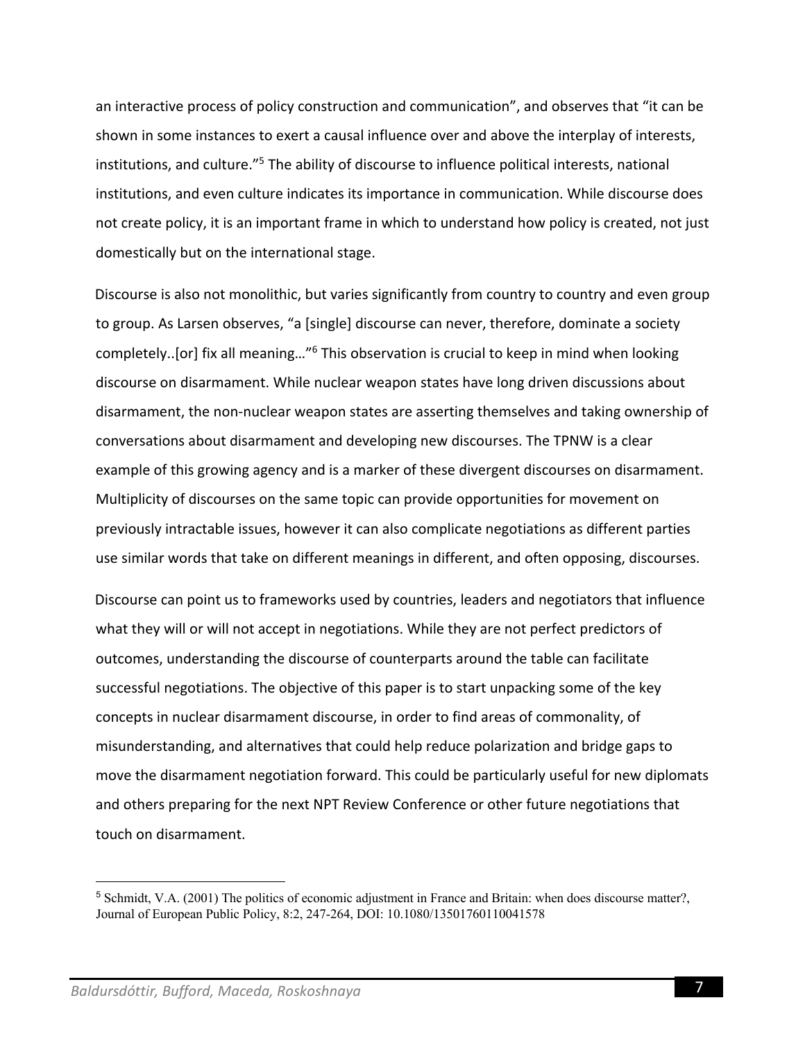an interactive process of policy construction and communication", and observes that "it can be shown in some instances to exert a causal influence over and above the interplay of interests, institutions, and culture."[5] The ability of discourse to influence political interests, national institutions, and even culture indicates its importance in communication. While discourse does not create policy, it is an important frame in which to understand how policy is created, not just domestically but on the international stage.

Discourse is also not monolithic, but varies significantly from country to country and even group to group. As Larsen observes, "a [single] discourse can never, therefore, dominate a society completely..[or] fix all meaning…"[6] This observation is crucial to keep in mind when looking discourse on disarmament. While nuclear weapon states have long driven discussions about disarmament, the non-nuclear weapon states are asserting themselves and taking ownership of conversations about disarmament and developing new discourses. The TPNW is a clear example of this growing agency and is a marker of these divergent discourses on disarmament. Multiplicity of discourses on the same topic can provide opportunities for movement on previously intractable issues, however it can also complicate negotiations as different parties use similar words that take on different meanings in different, and often opposing, discourses.

Discourse can point us to frameworks used by countries, leaders and negotiators that influence what they will or will not accept in negotiations. While they are not perfect predictors of outcomes, understanding the discourse of counterparts around the table can facilitate successful negotiations. The objective of this paper is to start unpacking some of the key concepts in nuclear disarmament discourse, in order to find areas of commonality, of misunderstanding, and alternatives that could help reduce polarization and bridge gaps to move the disarmament negotiation forward. This could be particularly useful for new diplomats and others preparing for the next NPT Review Conference or other future negotiations that touch on disarmament.

---

[5] Schmidt, V.A. (2001) The politics of economic adjustment in France and Britain: when does discourse matter?, Journal of European Public Policy, 8:2, 247-264, DOI: 10.1080/13501760110041578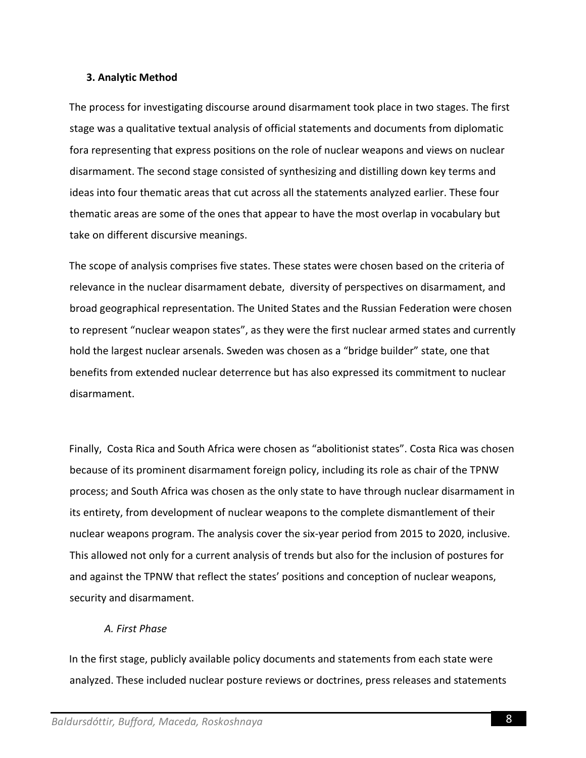## 3. Analytic Method

The process for investigating discourse around disarmament took place in two stages. The first stage was a qualitative textual analysis of official statements and documents from diplomatic fora representing that express positions on the role of nuclear weapons and views on nuclear disarmament. The second stage consisted of synthesizing and distilling down key terms and ideas into four thematic areas that cut across all the statements analyzed earlier. These four thematic areas are some of the ones that appear to have the most overlap in vocabulary but take on different discursive meanings.

The scope of analysis comprises five states. These states were chosen based on the criteria of relevance in the nuclear disarmament debate, diversity of perspectives on disarmament, and broad geographical representation. The United States and the Russian Federation were chosen to represent "nuclear weapon states", as they were the first nuclear armed states and currently hold the largest nuclear arsenals. Sweden was chosen as a "bridge builder" state, one that benefits from extended nuclear deterrence but has also expressed its commitment to nuclear disarmament.

Finally, Costa Rica and South Africa were chosen as "abolitionist states". Costa Rica was chosen because of its prominent disarmament foreign policy, including its role as chair of the TPNW process; and South Africa was chosen as the only state to have through nuclear disarmament in its entirety, from development of nuclear weapons to the complete dismantlement of their nuclear weapons program. The analysis cover the six-year period from 2015 to 2020, inclusive. This allowed not only for a current analysis of trends but also for the inclusion of postures for and against the TPNW that reflect the states' positions and conception of nuclear weapons, security and disarmament.

### *A. First Phase*

In the first stage, publicly available policy documents and statements from each state were analyzed. These included nuclear posture reviews or doctrines, press releases and statements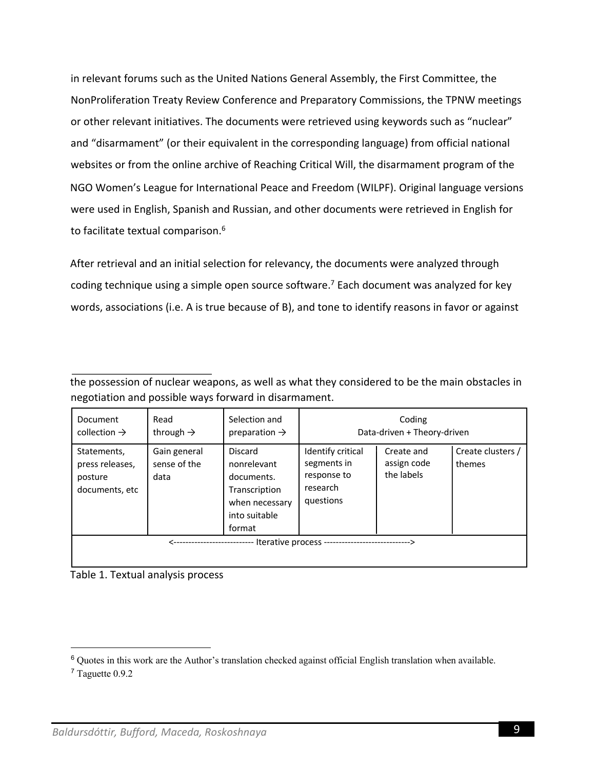in relevant forums such as the United Nations General Assembly, the First Committee, the NonProliferation Treaty Review Conference and Preparatory Commissions, the TPNW meetings or other relevant initiatives. The documents were retrieved using keywords such as "nuclear" and "disarmament" (or their equivalent in the corresponding language) from official national websites or from the online archive of Reaching Critical Will, the disarmament program of the NGO Women's League for International Peace and Freedom (WILPF). Original language versions were used in English, Spanish and Russian, and other documents were retrieved in English for to facilitate textual comparison.[6]

After retrieval and an initial selection for relevancy, the documents were analyzed through coding technique using a simple open source software.[7] Each document was analyzed for key words, associations (i.e. A is true because of B), and tone to identify reasons in favor or against the possession of nuclear weapons, as well as what they considered to be the main obstacles in negotiation and possible ways forward in disarmament.

| Document collection → | Read through → | Selection and preparation → | Coding Data-driven + Theory-driven | | |
|---|---|---|---|---|---|
| Statements, press releases, posture documents, etc | Gain general sense of the data | Discard nonrelevant documents. Transcription when necessary into suitable format | Identify critical segments in response to research questions | Create and assign code the labels | Create clusters / themes |
| <-------------------------- Iterative process ----------------------------> | | | | | |

Table 1. Textual analysis process

[6] Quotes in this work are the Author's translation checked against official English translation when available.

[7] Taguette 0.9.2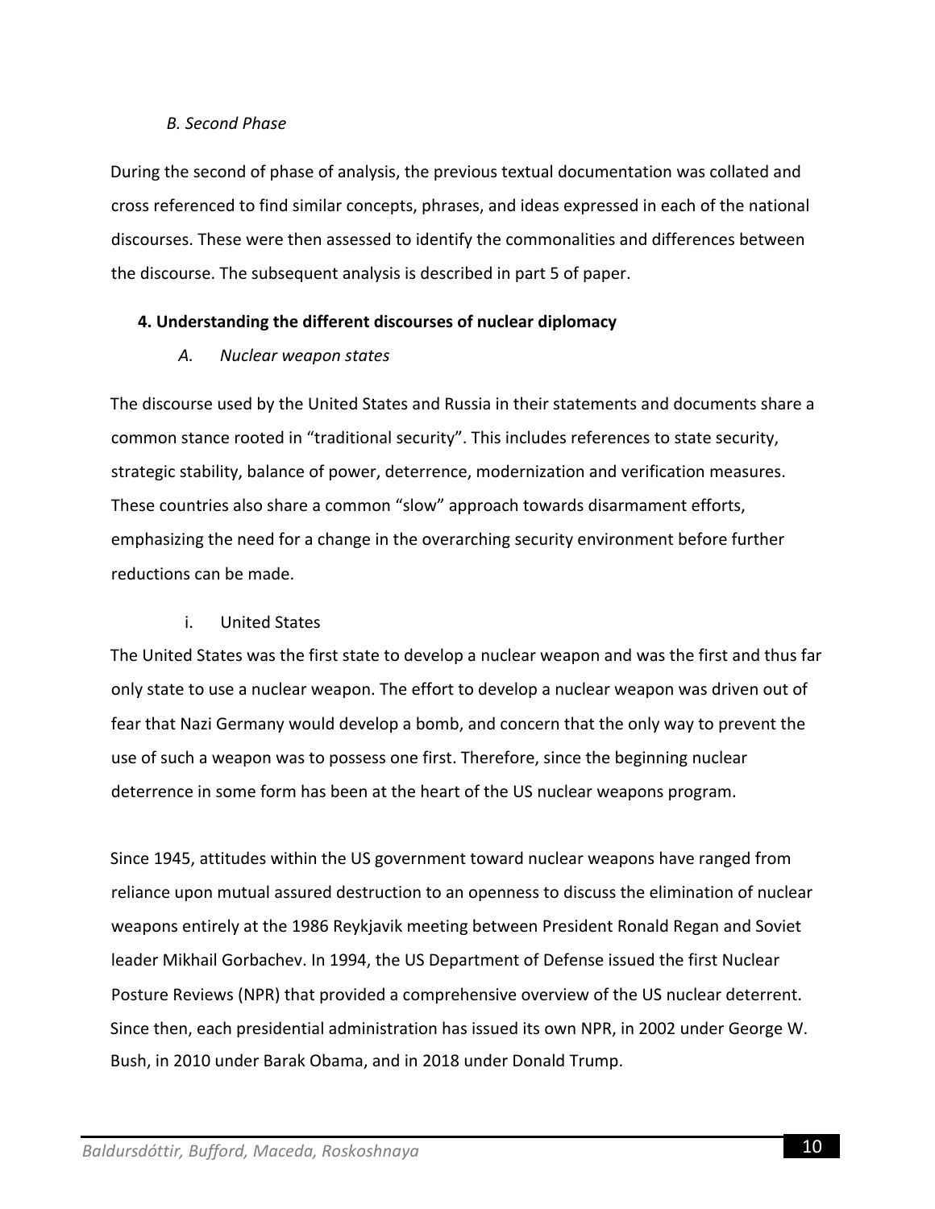*B. Second Phase*

During the second of phase of analysis, the previous textual documentation was collated and cross referenced to find similar concepts, phrases, and ideas expressed in each of the national discourses. These were then assessed to identify the commonalities and differences between the discourse. The subsequent analysis is described in part 5 of paper.

## 4. Understanding the different discourses of nuclear diplomacy

### *A. Nuclear weapon states*

The discourse used by the United States and Russia in their statements and documents share a common stance rooted in "traditional security". This includes references to state security, strategic stability, balance of power, deterrence, modernization and verification measures. These countries also share a common "slow" approach towards disarmament efforts, emphasizing the need for a change in the overarching security environment before further reductions can be made.

#### i. United States

The United States was the first state to develop a nuclear weapon and was the first and thus far only state to use a nuclear weapon. The effort to develop a nuclear weapon was driven out of fear that Nazi Germany would develop a bomb, and concern that the only way to prevent the use of such a weapon was to possess one first. Therefore, since the beginning nuclear deterrence in some form has been at the heart of the US nuclear weapons program.

Since 1945, attitudes within the US government toward nuclear weapons have ranged from reliance upon mutual assured destruction to an openness to discuss the elimination of nuclear weapons entirely at the 1986 Reykjavik meeting between President Ronald Regan and Soviet leader Mikhail Gorbachev. In 1994, the US Department of Defense issued the first Nuclear Posture Reviews (NPR) that provided a comprehensive overview of the US nuclear deterrent. Since then, each presidential administration has issued its own NPR, in 2002 under George W. Bush, in 2010 under Barak Obama, and in 2018 under Donald Trump.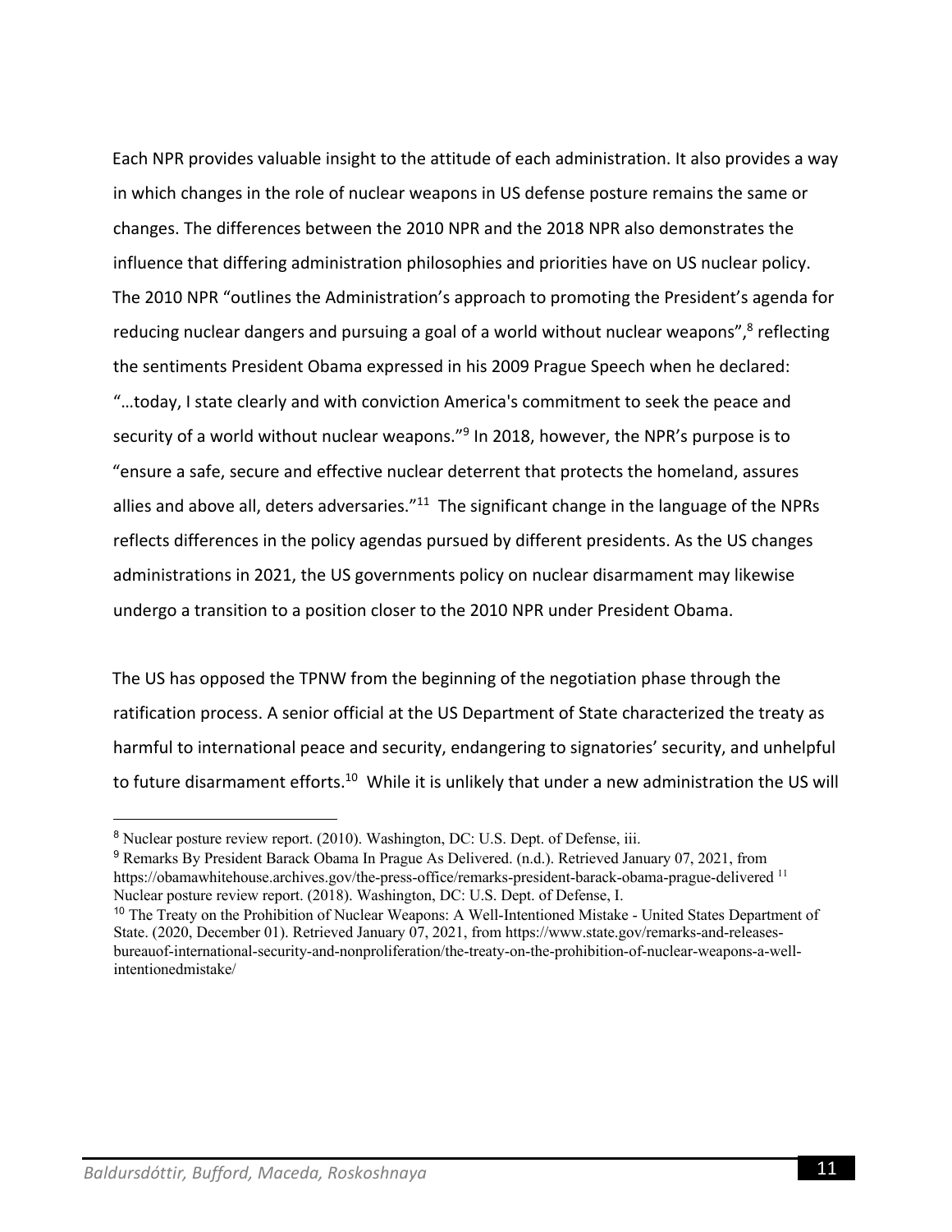Each NPR provides valuable insight to the attitude of each administration. It also provides a way in which changes in the role of nuclear weapons in US defense posture remains the same or changes. The differences between the 2010 NPR and the 2018 NPR also demonstrates the influence that differing administration philosophies and priorities have on US nuclear policy. The 2010 NPR "outlines the Administration's approach to promoting the President's agenda for reducing nuclear dangers and pursuing a goal of a world without nuclear weapons",[8] reflecting the sentiments President Obama expressed in his 2009 Prague Speech when he declared: "…today, I state clearly and with conviction America's commitment to seek the peace and security of a world without nuclear weapons."[9] In 2018, however, the NPR's purpose is to "ensure a safe, secure and effective nuclear deterrent that protects the homeland, assures allies and above all, deters adversaries."[11] The significant change in the language of the NPRs reflects differences in the policy agendas pursued by different presidents. As the US changes administrations in 2021, the US governments policy on nuclear disarmament may likewise undergo a transition to a position closer to the 2010 NPR under President Obama.

The US has opposed the TPNW from the beginning of the negotiation phase through the ratification process. A senior official at the US Department of State characterized the treaty as harmful to international peace and security, endangering to signatories' security, and unhelpful to future disarmament efforts.[10] While it is unlikely that under a new administration the US will

---

[8] Nuclear posture review report. (2010). Washington, DC: U.S. Dept. of Defense, iii.

[9] Remarks By President Barack Obama In Prague As Delivered. (n.d.). Retrieved January 07, 2021, from https://obamawhitehouse.archives.gov/the-press-office/remarks-president-barack-obama-prague-delivered

[11] Nuclear posture review report. (2018). Washington, DC: U.S. Dept. of Defense, I.

[10] The Treaty on the Prohibition of Nuclear Weapons: A Well-Intentioned Mistake - United States Department of State. (2020, December 01). Retrieved January 07, 2021, from https://www.state.gov/remarks-and-releases-bureauof-international-security-and-nonproliferation/the-treaty-on-the-prohibition-of-nuclear-weapons-a-well-intentionedmistake/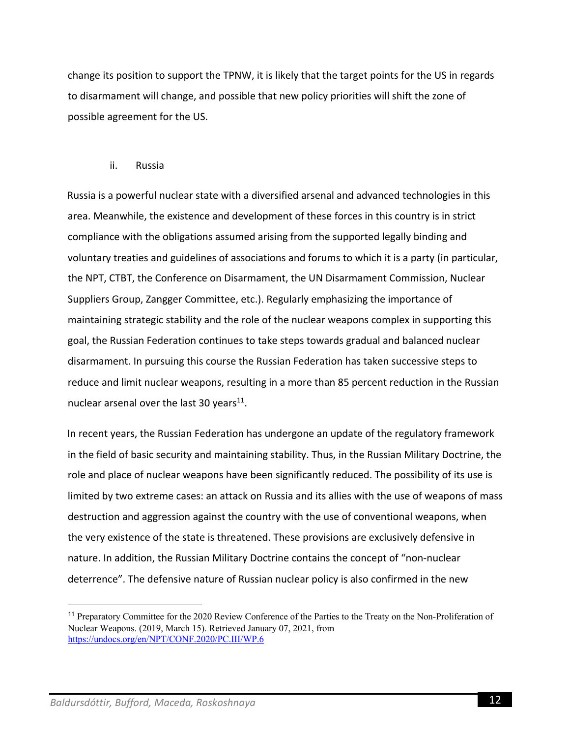change its position to support the TPNW, it is likely that the target points for the US in regards to disarmament will change, and possible that new policy priorities will shift the zone of possible agreement for the US.

### ii. Russia

Russia is a powerful nuclear state with a diversified arsenal and advanced technologies in this area. Meanwhile, the existence and development of these forces in this country is in strict compliance with the obligations assumed arising from the supported legally binding and voluntary treaties and guidelines of associations and forums to which it is a party (in particular, the NPT, CTBT, the Conference on Disarmament, the UN Disarmament Commission, Nuclear Suppliers Group, Zangger Committee, etc.). Regularly emphasizing the importance of maintaining strategic stability and the role of the nuclear weapons complex in supporting this goal, the Russian Federation continues to take steps towards gradual and balanced nuclear disarmament. In pursuing this course the Russian Federation has taken successive steps to reduce and limit nuclear weapons, resulting in a more than 85 percent reduction in the Russian nuclear arsenal over the last 30 years[11].

In recent years, the Russian Federation has undergone an update of the regulatory framework in the field of basic security and maintaining stability. Thus, in the Russian Military Doctrine, the role and place of nuclear weapons have been significantly reduced. The possibility of its use is limited by two extreme cases: an attack on Russia and its allies with the use of weapons of mass destruction and aggression against the country with the use of conventional weapons, when the very existence of the state is threatened. These provisions are exclusively defensive in nature. In addition, the Russian Military Doctrine contains the concept of "non-nuclear deterrence". The defensive nature of Russian nuclear policy is also confirmed in the new

---

[11] Preparatory Committee for the 2020 Review Conference of the Parties to the Treaty on the Non-Proliferation of Nuclear Weapons. (2019, March 15). Retrieved January 07, 2021, from https://undocs.org/en/NPT/CONF.2020/PC.III/WP.6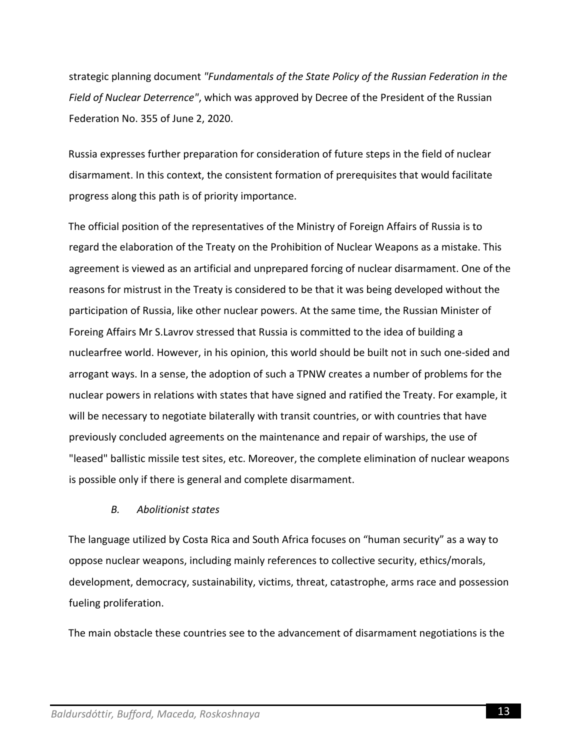strategic planning document *"Fundamentals of the State Policy of the Russian Federation in the Field of Nuclear Deterrence"*, which was approved by Decree of the President of the Russian Federation No. 355 of June 2, 2020.

Russia expresses further preparation for consideration of future steps in the field of nuclear disarmament. In this context, the consistent formation of prerequisites that would facilitate progress along this path is of priority importance.

The official position of the representatives of the Ministry of Foreign Affairs of Russia is to regard the elaboration of the Treaty on the Prohibition of Nuclear Weapons as a mistake. This agreement is viewed as an artificial and unprepared forcing of nuclear disarmament. One of the reasons for mistrust in the Treaty is considered to be that it was being developed without the participation of Russia, like other nuclear powers. At the same time, the Russian Minister of Foreing Affairs Mr S.Lavrov stressed that Russia is committed to the idea of building a nuclearfree world. However, in his opinion, this world should be built not in such one-sided and arrogant ways. In a sense, the adoption of such a TPNW creates a number of problems for the nuclear powers in relations with states that have signed and ratified the Treaty. For example, it will be necessary to negotiate bilaterally with transit countries, or with countries that have previously concluded agreements on the maintenance and repair of warships, the use of "leased" ballistic missile test sites, etc. Moreover, the complete elimination of nuclear weapons is possible only if there is general and complete disarmament.

### *B. Abolitionist states*

The language utilized by Costa Rica and South Africa focuses on “human security” as a way to oppose nuclear weapons, including mainly references to collective security, ethics/morals, development, democracy, sustainability, victims, threat, catastrophe, arms race and possession fueling proliferation.

The main obstacle these countries see to the advancement of disarmament negotiations is the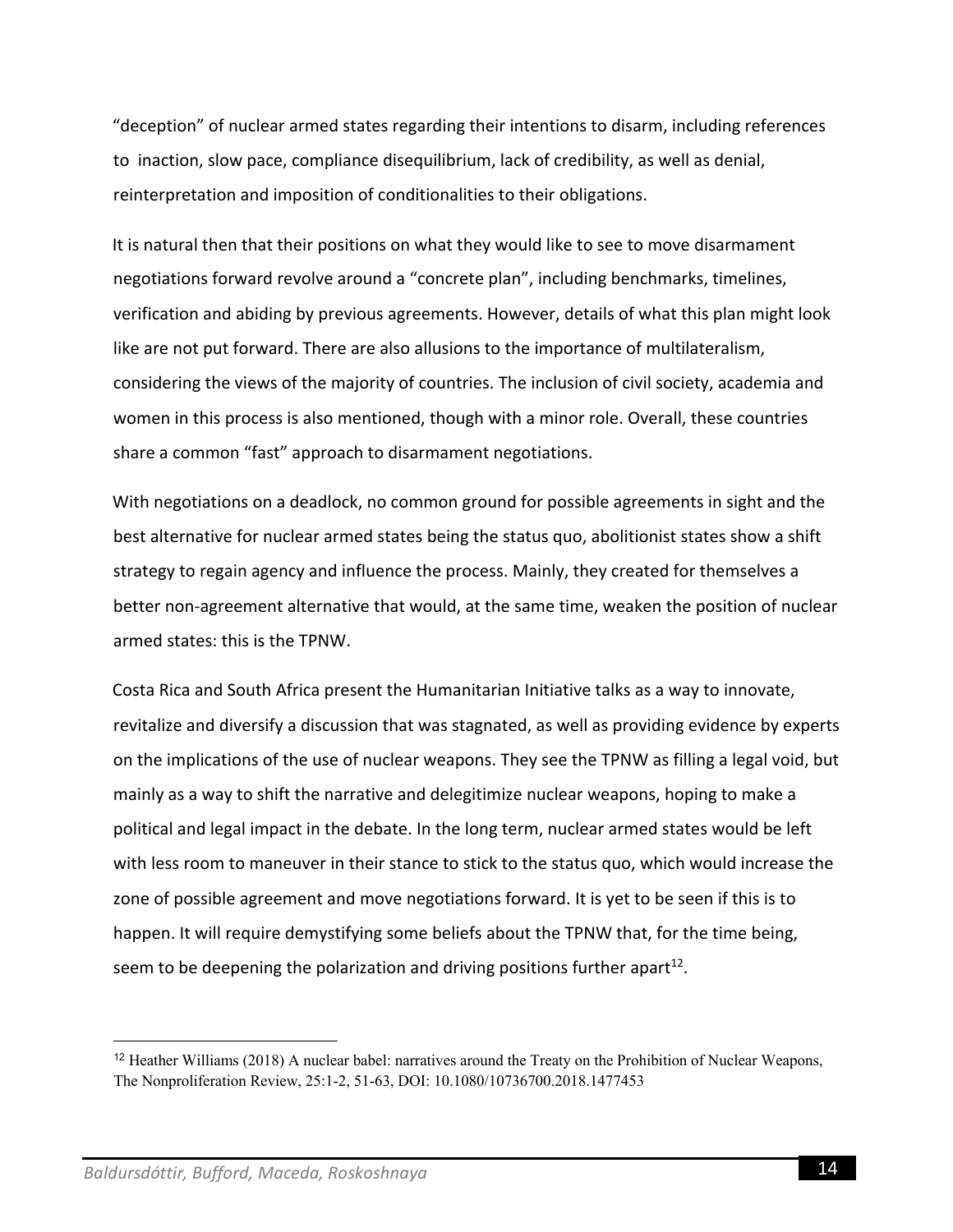"deception" of nuclear armed states regarding their intentions to disarm, including references to inaction, slow pace, compliance disequilibrium, lack of credibility, as well as denial, reinterpretation and imposition of conditionalities to their obligations.

It is natural then that their positions on what they would like to see to move disarmament negotiations forward revolve around a "concrete plan", including benchmarks, timelines, verification and abiding by previous agreements. However, details of what this plan might look like are not put forward. There are also allusions to the importance of multilateralism, considering the views of the majority of countries. The inclusion of civil society, academia and women in this process is also mentioned, though with a minor role. Overall, these countries share a common "fast" approach to disarmament negotiations.

With negotiations on a deadlock, no common ground for possible agreements in sight and the best alternative for nuclear armed states being the status quo, abolitionist states show a shift strategy to regain agency and influence the process. Mainly, they created for themselves a better non-agreement alternative that would, at the same time, weaken the position of nuclear armed states: this is the TPNW.

Costa Rica and South Africa present the Humanitarian Initiative talks as a way to innovate, revitalize and diversify a discussion that was stagnated, as well as providing evidence by experts on the implications of the use of nuclear weapons. They see the TPNW as filling a legal void, but mainly as a way to shift the narrative and delegitimize nuclear weapons, hoping to make a political and legal impact in the debate. In the long term, nuclear armed states would be left with less room to maneuver in their stance to stick to the status quo, which would increase the zone of possible agreement and move negotiations forward. It is yet to be seen if this is to happen. It will require demystifying some beliefs about the TPNW that, for the time being, seem to be deepening the polarization and driving positions further apart[12].

[12] Heather Williams (2018) A nuclear babel: narratives around the Treaty on the Prohibition of Nuclear Weapons, The Nonproliferation Review, 25:1-2, 51-63, DOI: 10.1080/10736700.2018.1477453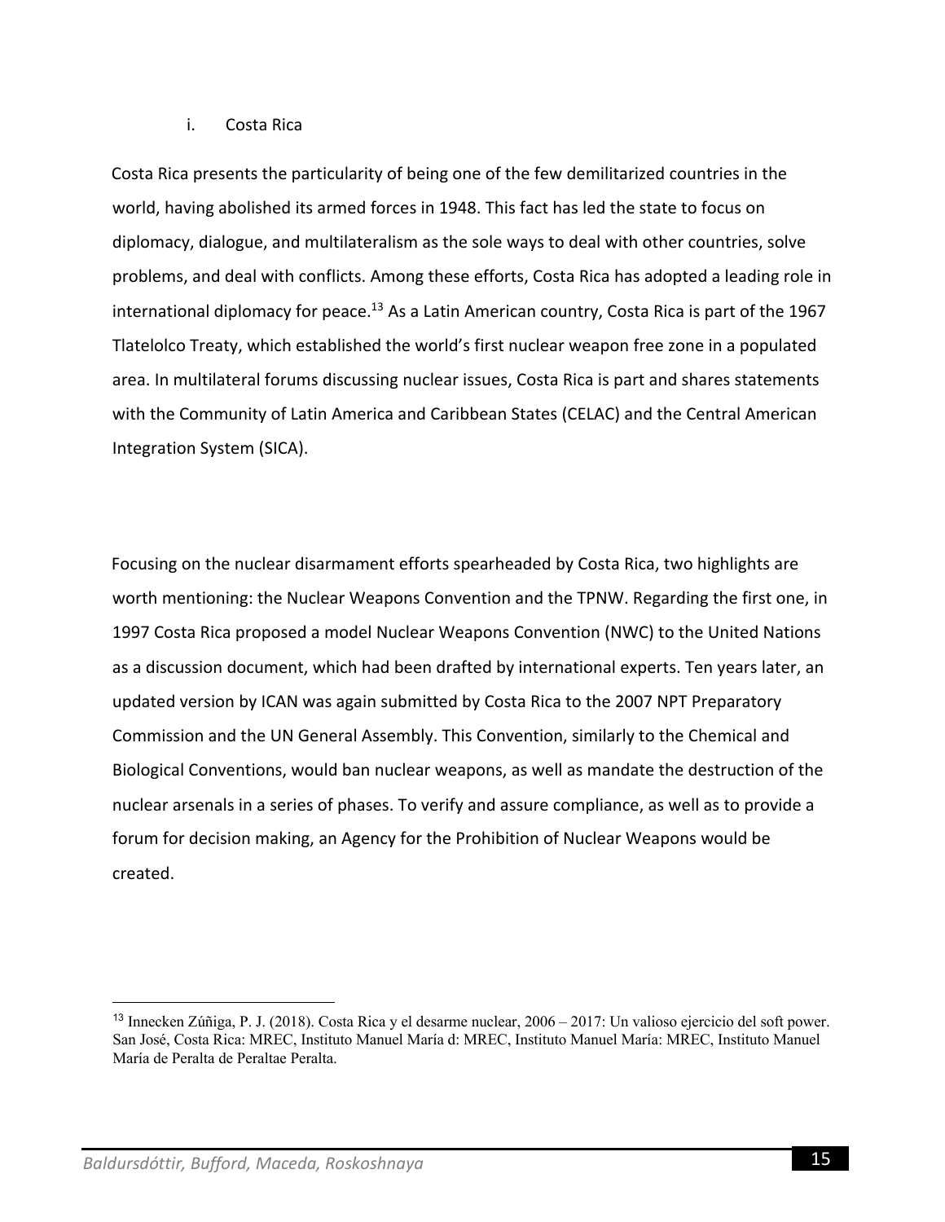i. Costa Rica

Costa Rica presents the particularity of being one of the few demilitarized countries in the world, having abolished its armed forces in 1948. This fact has led the state to focus on diplomacy, dialogue, and multilateralism as the sole ways to deal with other countries, solve problems, and deal with conflicts. Among these efforts, Costa Rica has adopted a leading role in international diplomacy for peace.[13] As a Latin American country, Costa Rica is part of the 1967 Tlatelolco Treaty, which established the world's first nuclear weapon free zone in a populated area. In multilateral forums discussing nuclear issues, Costa Rica is part and shares statements with the Community of Latin America and Caribbean States (CELAC) and the Central American Integration System (SICA).

Focusing on the nuclear disarmament efforts spearheaded by Costa Rica, two highlights are worth mentioning: the Nuclear Weapons Convention and the TPNW. Regarding the first one, in 1997 Costa Rica proposed a model Nuclear Weapons Convention (NWC) to the United Nations as a discussion document, which had been drafted by international experts. Ten years later, an updated version by ICAN was again submitted by Costa Rica to the 2007 NPT Preparatory Commission and the UN General Assembly. This Convention, similarly to the Chemical and Biological Conventions, would ban nuclear weapons, as well as mandate the destruction of the nuclear arsenals in a series of phases. To verify and assure compliance, as well as to provide a forum for decision making, an Agency for the Prohibition of Nuclear Weapons would be created.

[13] Innecken Zúñiga, P. J. (2018). Costa Rica y el desarme nuclear, 2006 – 2017: Un valioso ejercicio del soft power. San José, Costa Rica: MREC, Instituto Manuel María d: MREC, Instituto Manuel María: MREC, Instituto Manuel María de Peralta de Peraltae Peralta.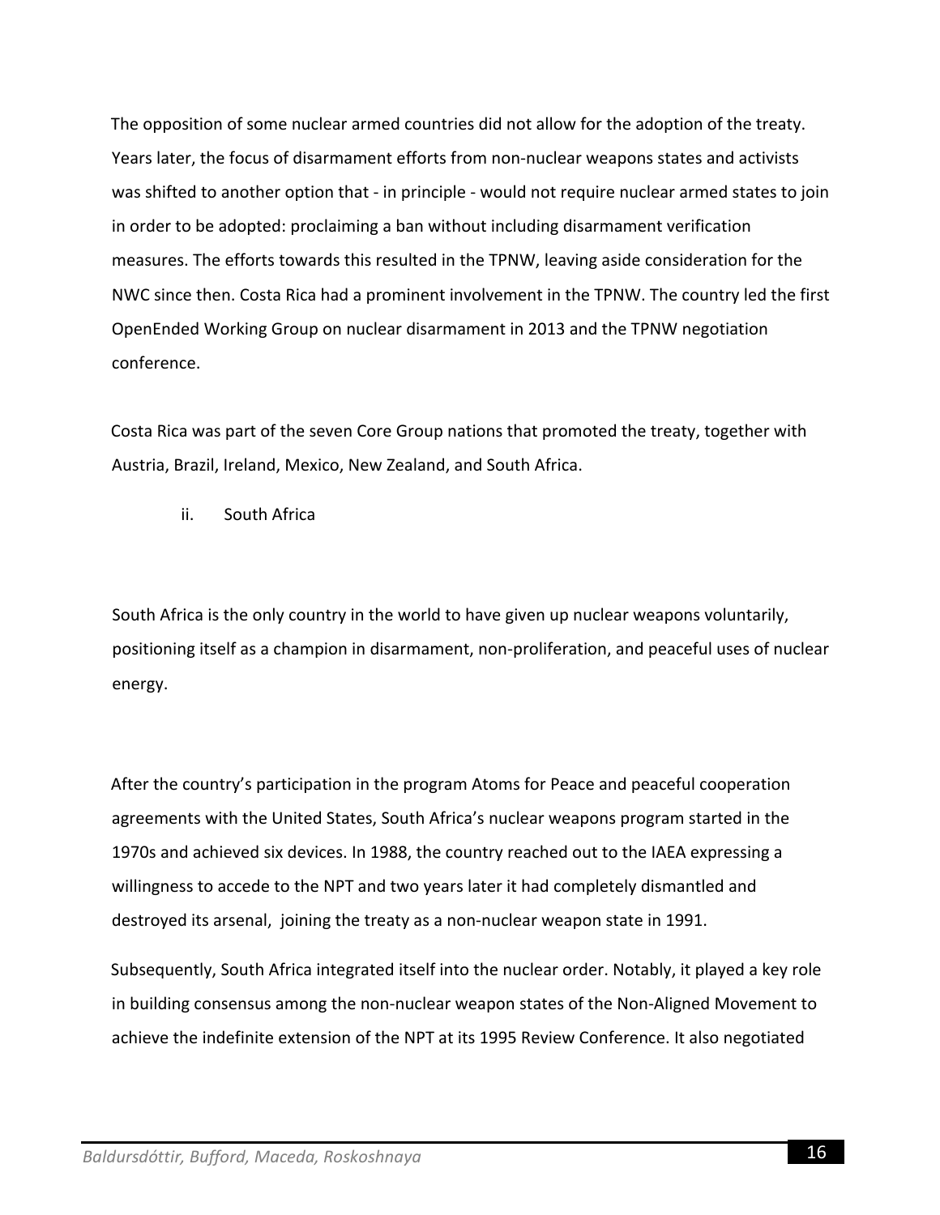The opposition of some nuclear armed countries did not allow for the adoption of the treaty. Years later, the focus of disarmament efforts from non-nuclear weapons states and activists was shifted to another option that - in principle - would not require nuclear armed states to join in order to be adopted: proclaiming a ban without including disarmament verification measures. The efforts towards this resulted in the TPNW, leaving aside consideration for the NWC since then. Costa Rica had a prominent involvement in the TPNW. The country led the first OpenEnded Working Group on nuclear disarmament in 2013 and the TPNW negotiation conference.

Costa Rica was part of the seven Core Group nations that promoted the treaty, together with Austria, Brazil, Ireland, Mexico, New Zealand, and South Africa.

ii. South Africa

South Africa is the only country in the world to have given up nuclear weapons voluntarily, positioning itself as a champion in disarmament, non-proliferation, and peaceful uses of nuclear energy.

After the country's participation in the program Atoms for Peace and peaceful cooperation agreements with the United States, South Africa's nuclear weapons program started in the 1970s and achieved six devices. In 1988, the country reached out to the IAEA expressing a willingness to accede to the NPT and two years later it had completely dismantled and destroyed its arsenal, joining the treaty as a non-nuclear weapon state in 1991.

Subsequently, South Africa integrated itself into the nuclear order. Notably, it played a key role in building consensus among the non-nuclear weapon states of the Non-Aligned Movement to achieve the indefinite extension of the NPT at its 1995 Review Conference. It also negotiated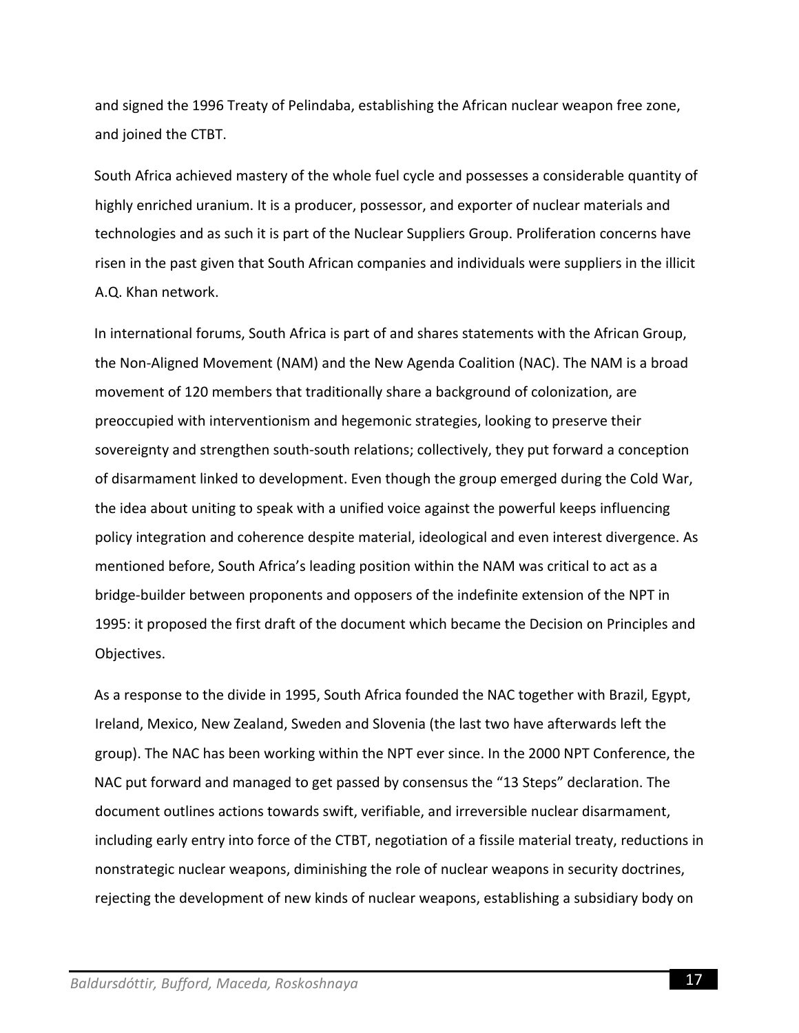and signed the 1996 Treaty of Pelindaba, establishing the African nuclear weapon free zone, and joined the CTBT.

South Africa achieved mastery of the whole fuel cycle and possesses a considerable quantity of highly enriched uranium. It is a producer, possessor, and exporter of nuclear materials and technologies and as such it is part of the Nuclear Suppliers Group. Proliferation concerns have risen in the past given that South African companies and individuals were suppliers in the illicit A.Q. Khan network.

In international forums, South Africa is part of and shares statements with the African Group, the Non-Aligned Movement (NAM) and the New Agenda Coalition (NAC). The NAM is a broad movement of 120 members that traditionally share a background of colonization, are preoccupied with interventionism and hegemonic strategies, looking to preserve their sovereignty and strengthen south-south relations; collectively, they put forward a conception of disarmament linked to development. Even though the group emerged during the Cold War, the idea about uniting to speak with a unified voice against the powerful keeps influencing policy integration and coherence despite material, ideological and even interest divergence. As mentioned before, South Africa's leading position within the NAM was critical to act as a bridge-builder between proponents and opposers of the indefinite extension of the NPT in 1995: it proposed the first draft of the document which became the Decision on Principles and Objectives.

As a response to the divide in 1995, South Africa founded the NAC together with Brazil, Egypt, Ireland, Mexico, New Zealand, Sweden and Slovenia (the last two have afterwards left the group). The NAC has been working within the NPT ever since. In the 2000 NPT Conference, the NAC put forward and managed to get passed by consensus the "13 Steps" declaration. The document outlines actions towards swift, verifiable, and irreversible nuclear disarmament, including early entry into force of the CTBT, negotiation of a fissile material treaty, reductions in nonstrategic nuclear weapons, diminishing the role of nuclear weapons in security doctrines, rejecting the development of new kinds of nuclear weapons, establishing a subsidiary body on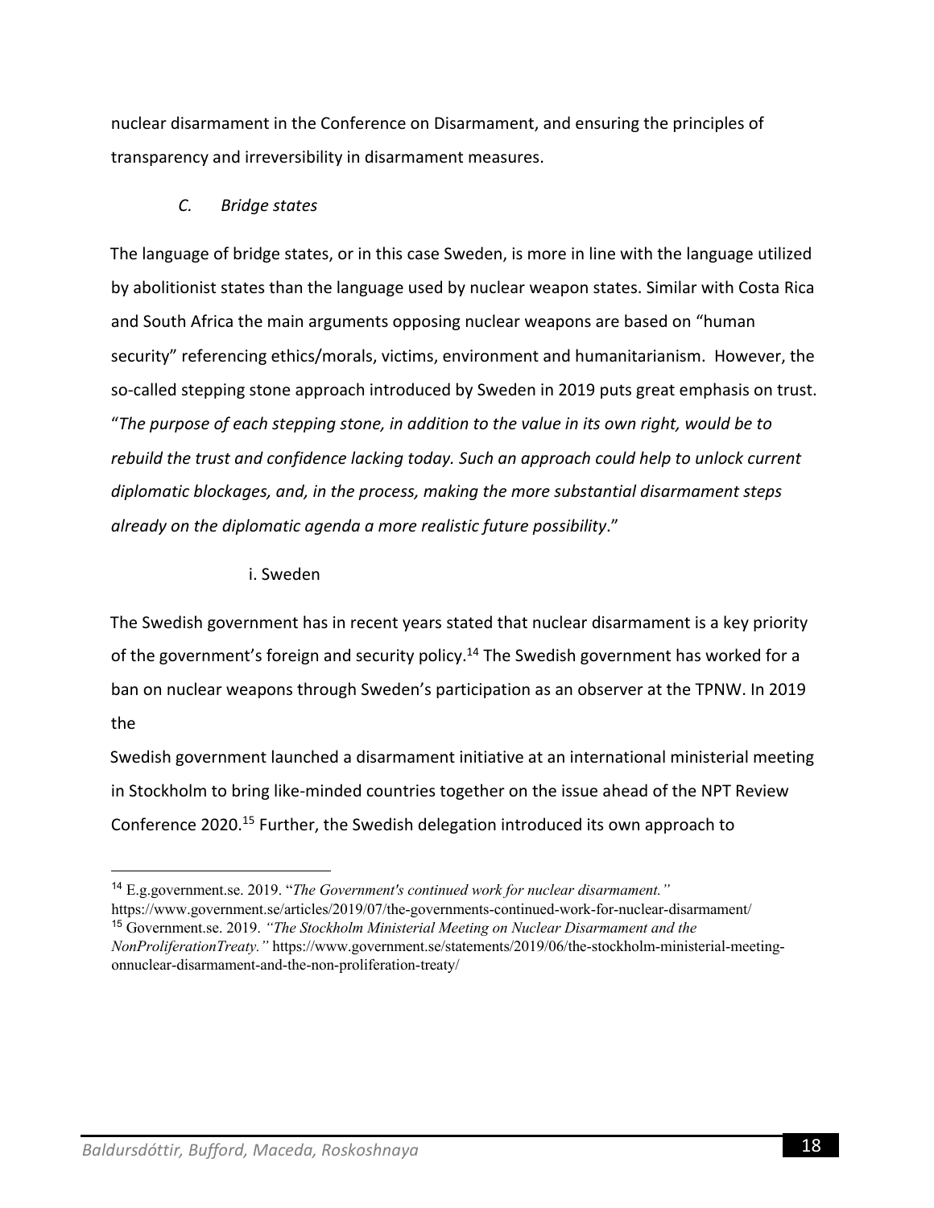nuclear disarmament in the Conference on Disarmament, and ensuring the principles of transparency and irreversibility in disarmament measures.

### *C. Bridge states*

The language of bridge states, or in this case Sweden, is more in line with the language utilized by abolitionist states than the language used by nuclear weapon states. Similar with Costa Rica and South Africa the main arguments opposing nuclear weapons are based on "human security" referencing ethics/morals, victims, environment and humanitarianism. However, the so-called stepping stone approach introduced by Sweden in 2019 puts great emphasis on trust. "*The purpose of each stepping stone, in addition to the value in its own right, would be to rebuild the trust and confidence lacking today. Such an approach could help to unlock current diplomatic blockages, and, in the process, making the more substantial disarmament steps already on the diplomatic agenda a more realistic future possibility*."

#### i. Sweden

The Swedish government has in recent years stated that nuclear disarmament is a key priority of the government's foreign and security policy.[14] The Swedish government has worked for a ban on nuclear weapons through Sweden's participation as an observer at the TPNW. In 2019 the Swedish government launched a disarmament initiative at an international ministerial meeting in Stockholm to bring like-minded countries together on the issue ahead of the NPT Review Conference 2020.[15] Further, the Swedish delegation introduced its own approach to

---

[14] E.g.government.se. 2019. "*The Government's continued work for nuclear disarmament.*" https://www.government.se/articles/2019/07/the-governments-continued-work-for-nuclear-disarmament/

[15] Government.se. 2019. *"The Stockholm Ministerial Meeting on Nuclear Disarmament and the NonProliferationTreaty."* https://www.government.se/statements/2019/06/the-stockholm-ministerial-meeting-onnuclear-disarmament-and-the-non-proliferation-treaty/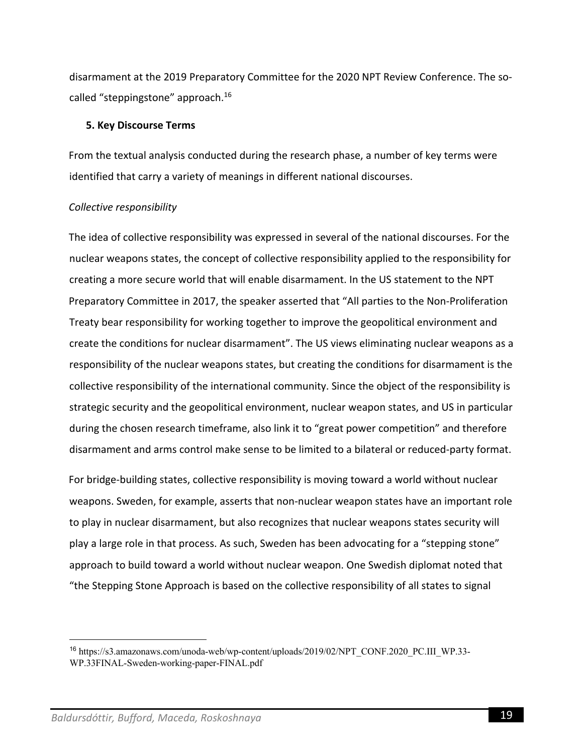disarmament at the 2019 Preparatory Committee for the 2020 NPT Review Conference. The so-called “steppingstone” approach.[16]

## 5. Key Discourse Terms

From the textual analysis conducted during the research phase, a number of key terms were identified that carry a variety of meanings in different national discourses.

*Collective responsibility*

The idea of collective responsibility was expressed in several of the national discourses. For the nuclear weapons states, the concept of collective responsibility applied to the responsibility for creating a more secure world that will enable disarmament. In the US statement to the NPT Preparatory Committee in 2017, the speaker asserted that “All parties to the Non-Proliferation Treaty bear responsibility for working together to improve the geopolitical environment and create the conditions for nuclear disarmament”. The US views eliminating nuclear weapons as a responsibility of the nuclear weapons states, but creating the conditions for disarmament is the collective responsibility of the international community. Since the object of the responsibility is strategic security and the geopolitical environment, nuclear weapon states, and US in particular during the chosen research timeframe, also link it to “great power competition” and therefore disarmament and arms control make sense to be limited to a bilateral or reduced-party format.

For bridge-building states, collective responsibility is moving toward a world without nuclear weapons. Sweden, for example, asserts that non-nuclear weapon states have an important role to play in nuclear disarmament, but also recognizes that nuclear weapons states security will play a large role in that process. As such, Sweden has been advocating for a “stepping stone” approach to build toward a world without nuclear weapon. One Swedish diplomat noted that “the Stepping Stone Approach is based on the collective responsibility of all states to signal

[16] https://s3.amazonaws.com/unoda-web/wp-content/uploads/2019/02/NPT_CONF.2020_PC.III_WP.33-WP.33FINAL-Sweden-working-paper-FINAL.pdf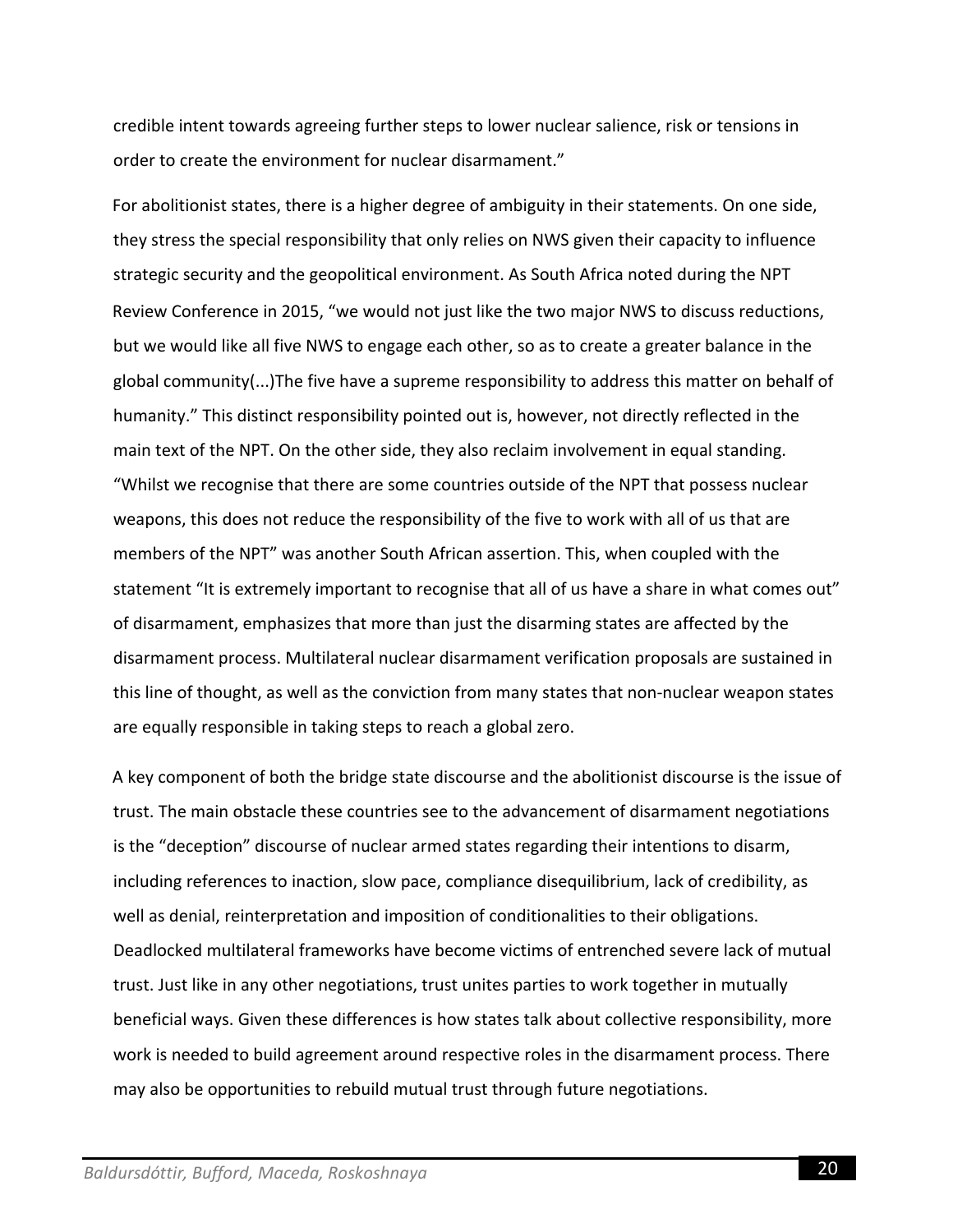credible intent towards agreeing further steps to lower nuclear salience, risk or tensions in order to create the environment for nuclear disarmament."

For abolitionist states, there is a higher degree of ambiguity in their statements. On one side, they stress the special responsibility that only relies on NWS given their capacity to influence strategic security and the geopolitical environment. As South Africa noted during the NPT Review Conference in 2015, "we would not just like the two major NWS to discuss reductions, but we would like all five NWS to engage each other, so as to create a greater balance in the global community(...)The five have a supreme responsibility to address this matter on behalf of humanity." This distinct responsibility pointed out is, however, not directly reflected in the main text of the NPT. On the other side, they also reclaim involvement in equal standing. "Whilst we recognise that there are some countries outside of the NPT that possess nuclear weapons, this does not reduce the responsibility of the five to work with all of us that are members of the NPT" was another South African assertion. This, when coupled with the statement "It is extremely important to recognise that all of us have a share in what comes out" of disarmament, emphasizes that more than just the disarming states are affected by the disarmament process. Multilateral nuclear disarmament verification proposals are sustained in this line of thought, as well as the conviction from many states that non-nuclear weapon states are equally responsible in taking steps to reach a global zero.

A key component of both the bridge state discourse and the abolitionist discourse is the issue of trust. The main obstacle these countries see to the advancement of disarmament negotiations is the "deception" discourse of nuclear armed states regarding their intentions to disarm, including references to inaction, slow pace, compliance disequilibrium, lack of credibility, as well as denial, reinterpretation and imposition of conditionalities to their obligations. Deadlocked multilateral frameworks have become victims of entrenched severe lack of mutual trust. Just like in any other negotiations, trust unites parties to work together in mutually beneficial ways. Given these differences is how states talk about collective responsibility, more work is needed to build agreement around respective roles in the disarmament process. There may also be opportunities to rebuild mutual trust through future negotiations.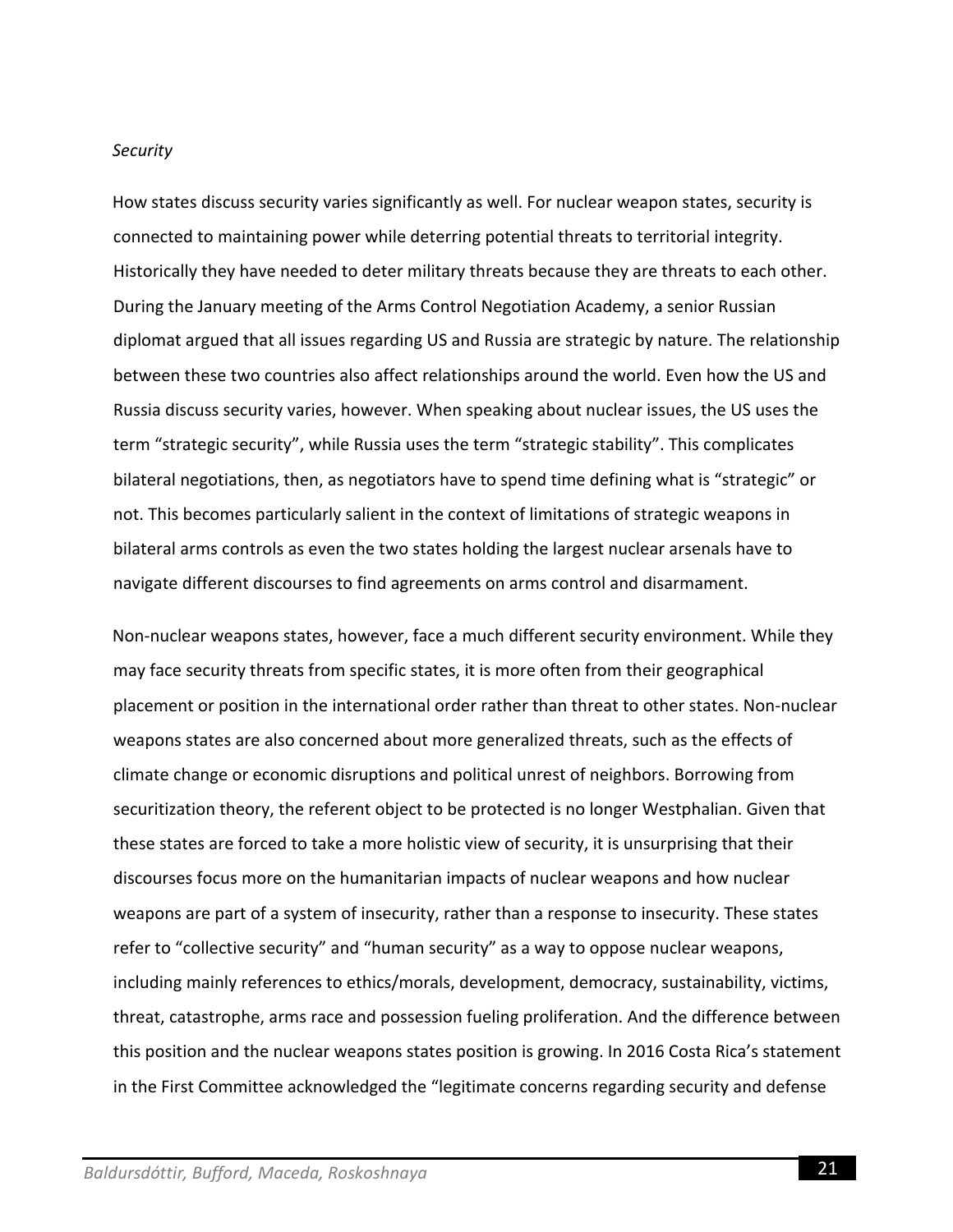*Security*

How states discuss security varies significantly as well. For nuclear weapon states, security is connected to maintaining power while deterring potential threats to territorial integrity. Historically they have needed to deter military threats because they are threats to each other. During the January meeting of the Arms Control Negotiation Academy, a senior Russian diplomat argued that all issues regarding US and Russia are strategic by nature. The relationship between these two countries also affect relationships around the world. Even how the US and Russia discuss security varies, however. When speaking about nuclear issues, the US uses the term "strategic security", while Russia uses the term "strategic stability". This complicates bilateral negotiations, then, as negotiators have to spend time defining what is "strategic" or not. This becomes particularly salient in the context of limitations of strategic weapons in bilateral arms controls as even the two states holding the largest nuclear arsenals have to navigate different discourses to find agreements on arms control and disarmament.

Non-nuclear weapons states, however, face a much different security environment. While they may face security threats from specific states, it is more often from their geographical placement or position in the international order rather than threat to other states. Non-nuclear weapons states are also concerned about more generalized threats, such as the effects of climate change or economic disruptions and political unrest of neighbors. Borrowing from securitization theory, the referent object to be protected is no longer Westphalian. Given that these states are forced to take a more holistic view of security, it is unsurprising that their discourses focus more on the humanitarian impacts of nuclear weapons and how nuclear weapons are part of a system of insecurity, rather than a response to insecurity. These states refer to "collective security" and "human security" as a way to oppose nuclear weapons, including mainly references to ethics/morals, development, democracy, sustainability, victims, threat, catastrophe, arms race and possession fueling proliferation. And the difference between this position and the nuclear weapons states position is growing. In 2016 Costa Rica's statement in the First Committee acknowledged the "legitimate concerns regarding security and defense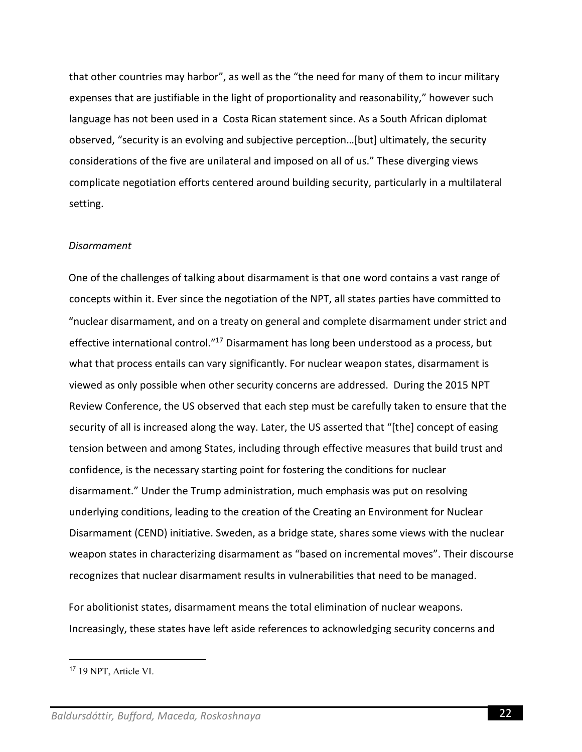that other countries may harbor", as well as the "the need for many of them to incur military expenses that are justifiable in the light of proportionality and reasonability," however such language has not been used in a Costa Rican statement since. As a South African diplomat observed, "security is an evolving and subjective perception…[but] ultimately, the security considerations of the five are unilateral and imposed on all of us." These diverging views complicate negotiation efforts centered around building security, particularly in a multilateral setting.

*Disarmament*

One of the challenges of talking about disarmament is that one word contains a vast range of concepts within it. Ever since the negotiation of the NPT, all states parties have committed to "nuclear disarmament, and on a treaty on general and complete disarmament under strict and effective international control."[17] Disarmament has long been understood as a process, but what that process entails can vary significantly. For nuclear weapon states, disarmament is viewed as only possible when other security concerns are addressed. During the 2015 NPT Review Conference, the US observed that each step must be carefully taken to ensure that the security of all is increased along the way. Later, the US asserted that "[the] concept of easing tension between and among States, including through effective measures that build trust and confidence, is the necessary starting point for fostering the conditions for nuclear disarmament." Under the Trump administration, much emphasis was put on resolving underlying conditions, leading to the creation of the Creating an Environment for Nuclear Disarmament (CEND) initiative. Sweden, as a bridge state, shares some views with the nuclear weapon states in characterizing disarmament as "based on incremental moves". Their discourse recognizes that nuclear disarmament results in vulnerabilities that need to be managed.

For abolitionist states, disarmament means the total elimination of nuclear weapons. Increasingly, these states have left aside references to acknowledging security concerns and

[17] 19 NPT, Article VI.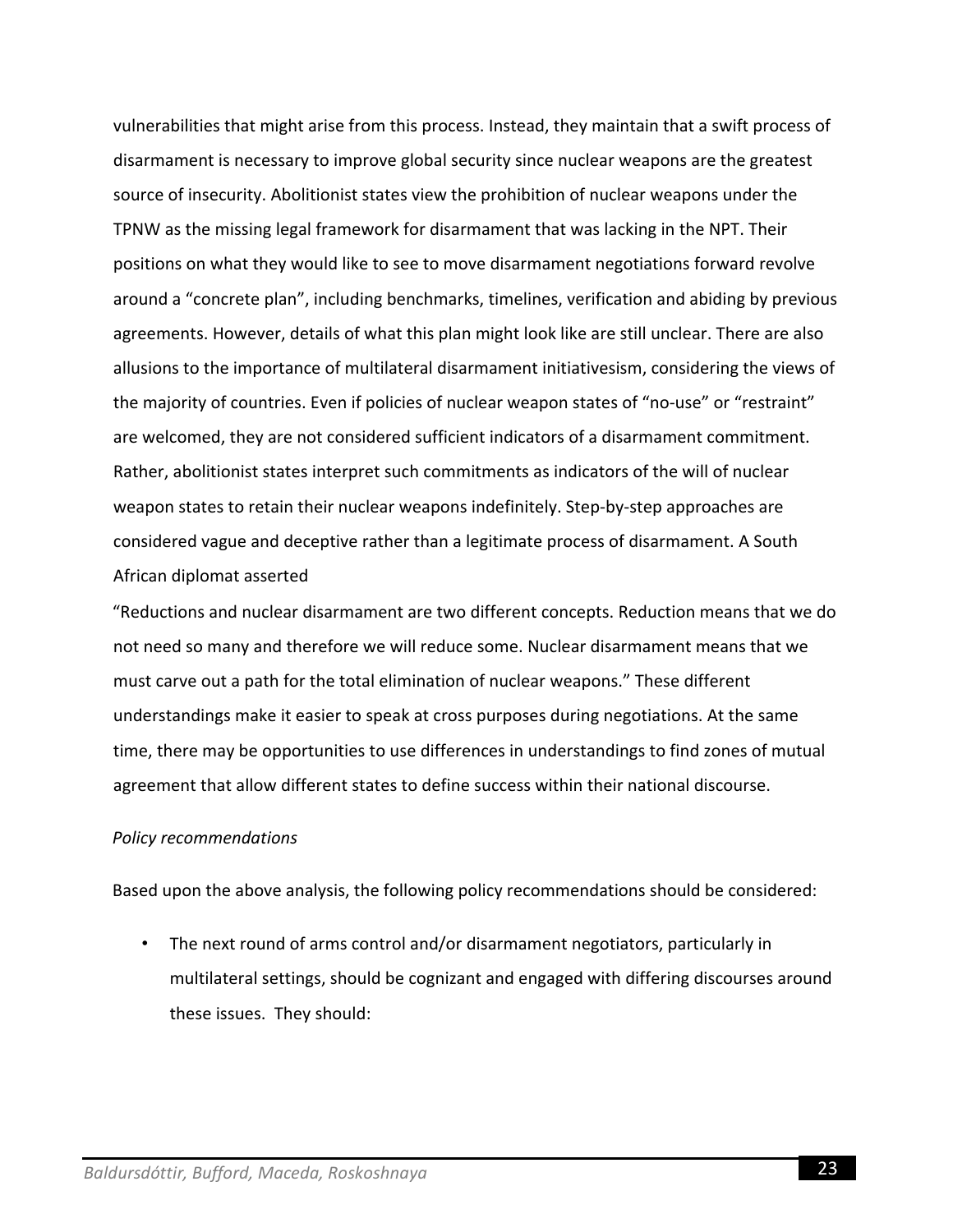vulnerabilities that might arise from this process. Instead, they maintain that a swift process of disarmament is necessary to improve global security since nuclear weapons are the greatest source of insecurity. Abolitionist states view the prohibition of nuclear weapons under the TPNW as the missing legal framework for disarmament that was lacking in the NPT. Their positions on what they would like to see to move disarmament negotiations forward revolve around a "concrete plan", including benchmarks, timelines, verification and abiding by previous agreements. However, details of what this plan might look like are still unclear. There are also allusions to the importance of multilateral disarmament initiativesism, considering the views of the majority of countries. Even if policies of nuclear weapon states of "no-use" or "restraint" are welcomed, they are not considered sufficient indicators of a disarmament commitment. Rather, abolitionist states interpret such commitments as indicators of the will of nuclear weapon states to retain their nuclear weapons indefinitely. Step-by-step approaches are considered vague and deceptive rather than a legitimate process of disarmament. A South African diplomat asserted

"Reductions and nuclear disarmament are two different concepts. Reduction means that we do not need so many and therefore we will reduce some. Nuclear disarmament means that we must carve out a path for the total elimination of nuclear weapons." These different understandings make it easier to speak at cross purposes during negotiations. At the same time, there may be opportunities to use differences in understandings to find zones of mutual agreement that allow different states to define success within their national discourse.

*Policy recommendations*

Based upon the above analysis, the following policy recommendations should be considered:

- The next round of arms control and/or disarmament negotiators, particularly in multilateral settings, should be cognizant and engaged with differing discourses around these issues. They should: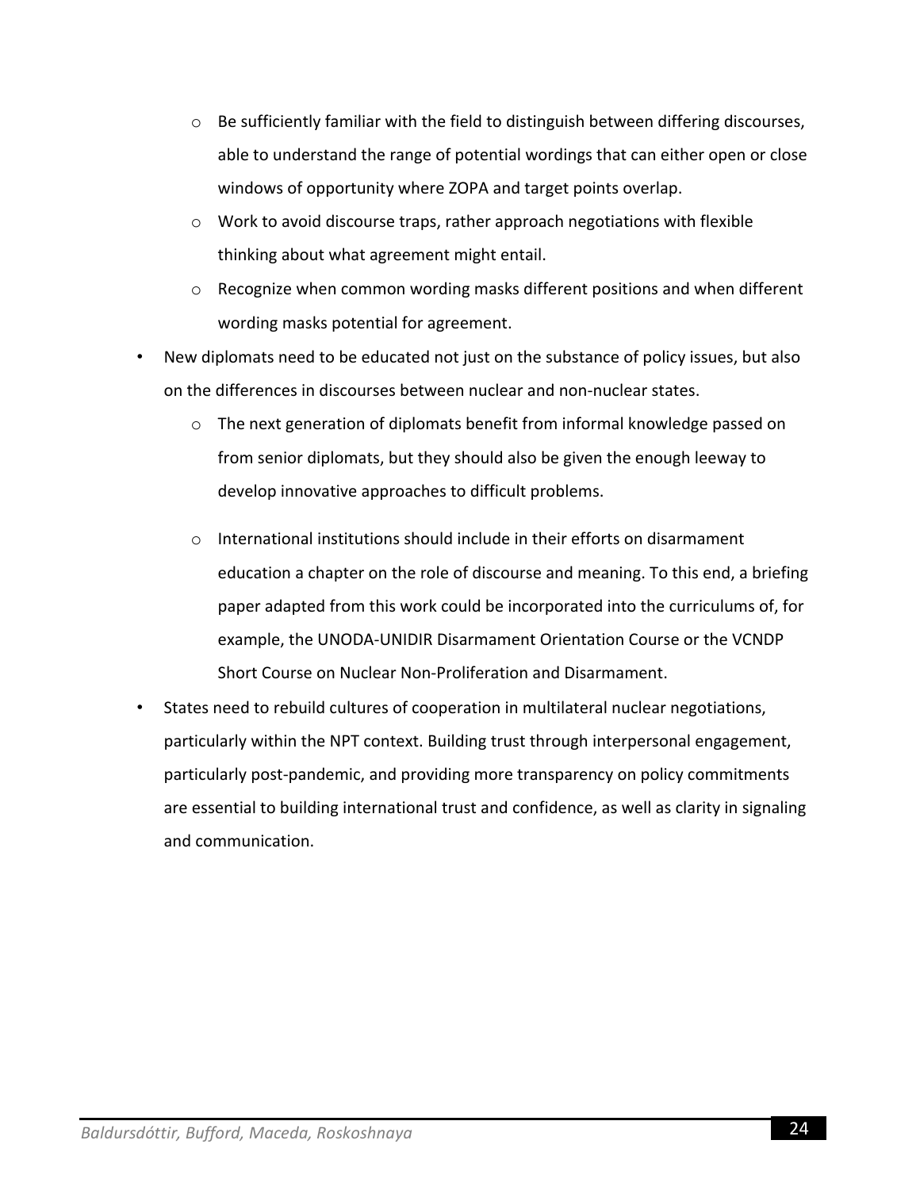- Be sufficiently familiar with the field to distinguish between differing discourses, able to understand the range of potential wordings that can either open or close windows of opportunity where ZOPA and target points overlap.
    - Work to avoid discourse traps, rather approach negotiations with flexible thinking about what agreement might entail.
    - Recognize when common wording masks different positions and when different wording masks potential for agreement.
- New diplomats need to be educated not just on the substance of policy issues, but also on the differences in discourses between nuclear and non-nuclear states.
    - The next generation of diplomats benefit from informal knowledge passed on from senior diplomats, but they should also be given the enough leeway to develop innovative approaches to difficult problems.
    - International institutions should include in their efforts on disarmament education a chapter on the role of discourse and meaning. To this end, a briefing paper adapted from this work could be incorporated into the curriculums of, for example, the UNODA-UNIDIR Disarmament Orientation Course or the VCNDP Short Course on Nuclear Non-Proliferation and Disarmament.
- States need to rebuild cultures of cooperation in multilateral nuclear negotiations, particularly within the NPT context. Building trust through interpersonal engagement, particularly post-pandemic, and providing more transparency on policy commitments are essential to building international trust and confidence, as well as clarity in signaling and communication.